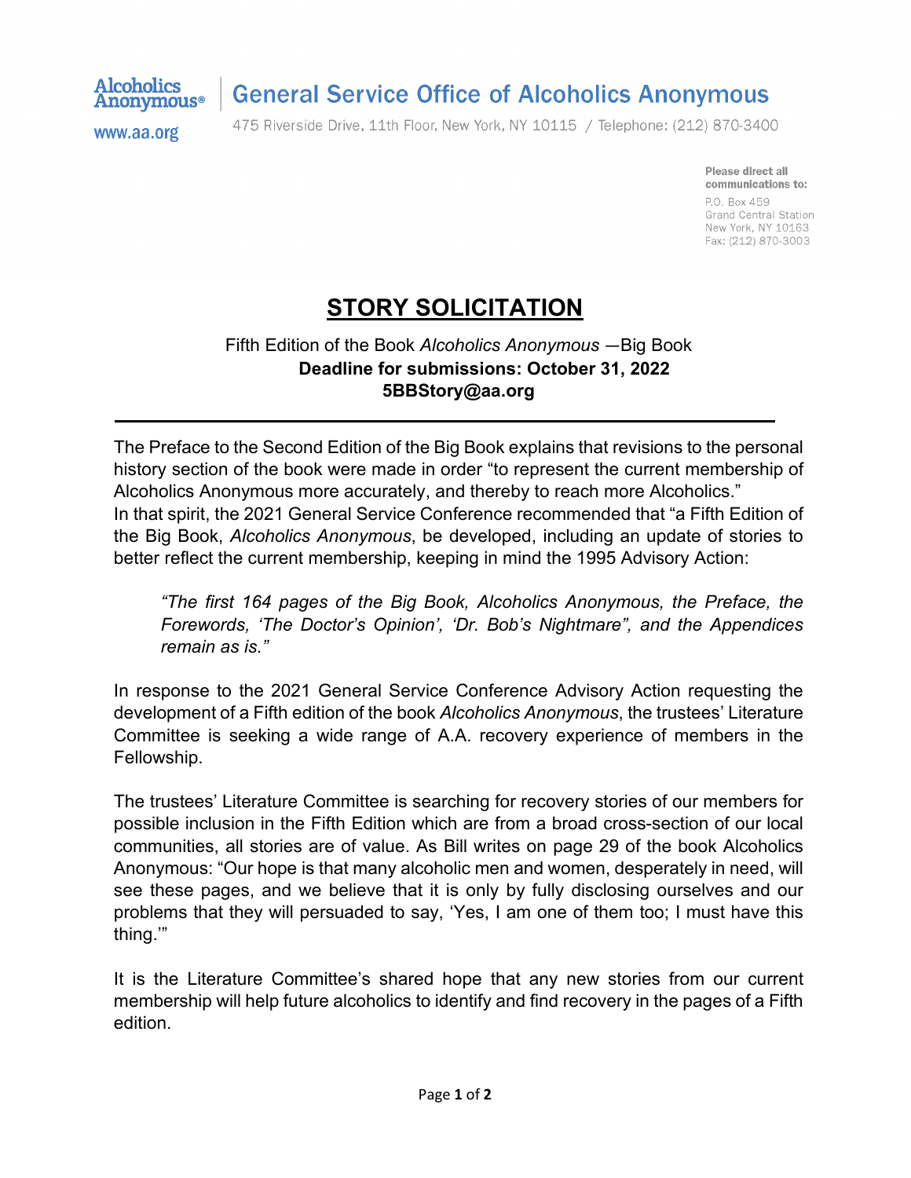Alcoholics Anonymous®

www.aa.org

**General Service Office of Alcoholics Anonymous**

475 Riverside Drive, 11th Floor, New York, NY 10115 / Telephone: (212) 870-3400

**Please direct all communications to:**
P.O. Box 459
Grand Central Station
New York, NY 10163
Fax: (212) 870-3003

# STORY SOLICITATION

Fifth Edition of the Book *Alcoholics Anonymous* —Big Book
**Deadline for submissions: October 31, 2022**
**5BBStory@aa.org**

---

The Preface to the Second Edition of the Big Book explains that revisions to the personal history section of the book were made in order "to represent the current membership of Alcoholics Anonymous more accurately, and thereby to reach more Alcoholics." In that spirit, the 2021 General Service Conference recommended that "a Fifth Edition of the Big Book, *Alcoholics Anonymous*, be developed, including an update of stories to better reflect the current membership, keeping in mind the 1995 Advisory Action:

> *"The first 164 pages of the Big Book, Alcoholics Anonymous, the Preface, the Forewords, 'The Doctor's Opinion', 'Dr. Bob's Nightmare", and the Appendices remain as is."*

In response to the 2021 General Service Conference Advisory Action requesting the development of a Fifth edition of the book *Alcoholics Anonymous*, the trustees' Literature Committee is seeking a wide range of A.A. recovery experience of members in the Fellowship.

The trustees' Literature Committee is searching for recovery stories of our members for possible inclusion in the Fifth Edition which are from a broad cross-section of our local communities, all stories are of value. As Bill writes on page 29 of the book Alcoholics Anonymous: "Our hope is that many alcoholic men and women, desperately in need, will see these pages, and we believe that it is only by fully disclosing ourselves and our problems that they will persuaded to say, 'Yes, I am one of them too; I must have this thing.'"

It is the Literature Committee's shared hope that any new stories from our current membership will help future alcoholics to identify and find recovery in the pages of a Fifth edition.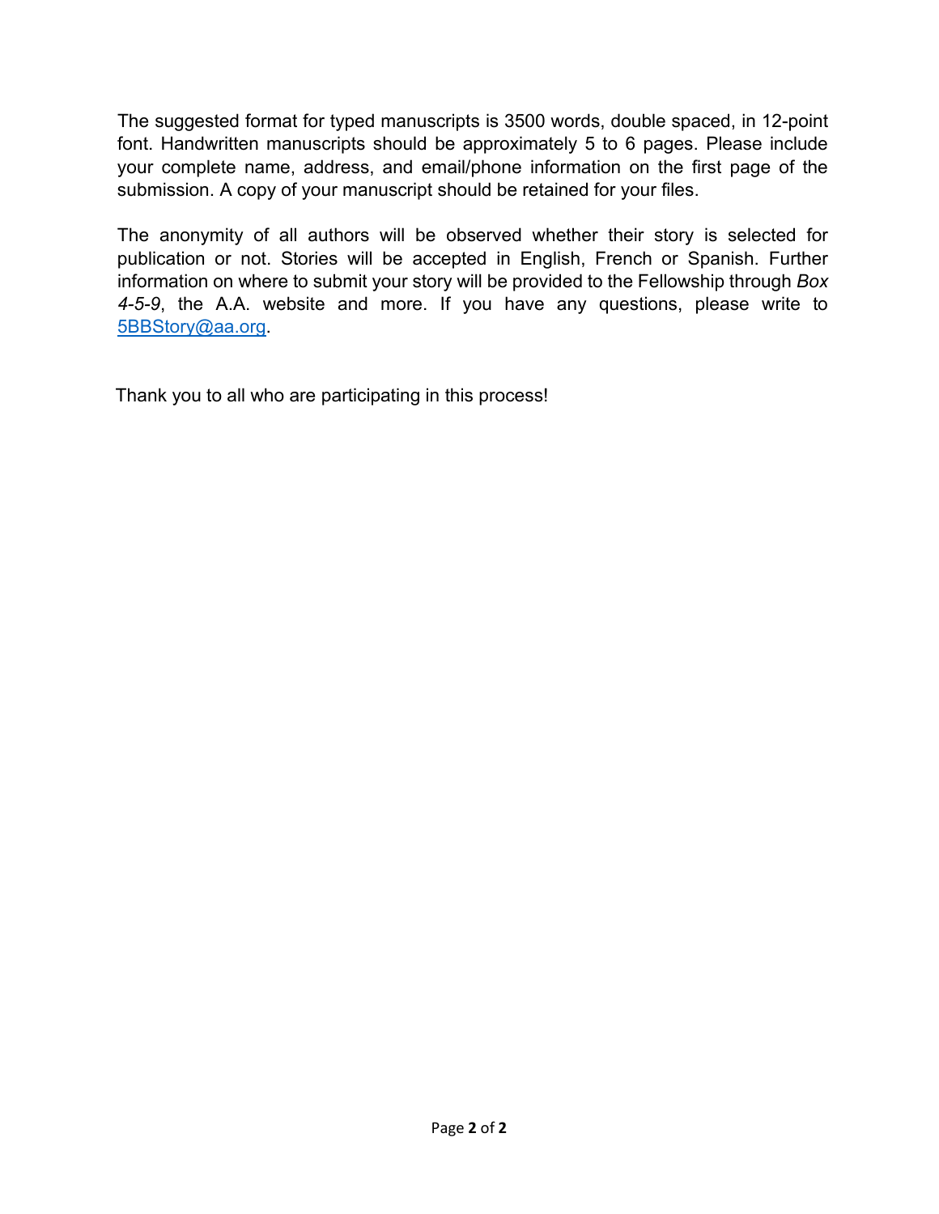The suggested format for typed manuscripts is 3500 words, double spaced, in 12-point font. Handwritten manuscripts should be approximately 5 to 6 pages. Please include your complete name, address, and email/phone information on the first page of the submission. A copy of your manuscript should be retained for your files.

The anonymity of all authors will be observed whether their story is selected for publication or not. Stories will be accepted in English, French or Spanish. Further information on where to submit your story will be provided to the Fellowship through *Box 4-5-9*, the A.A. website and more. If you have any questions, please write to 5BBStory@aa.org.

Thank you to all who are participating in this process!